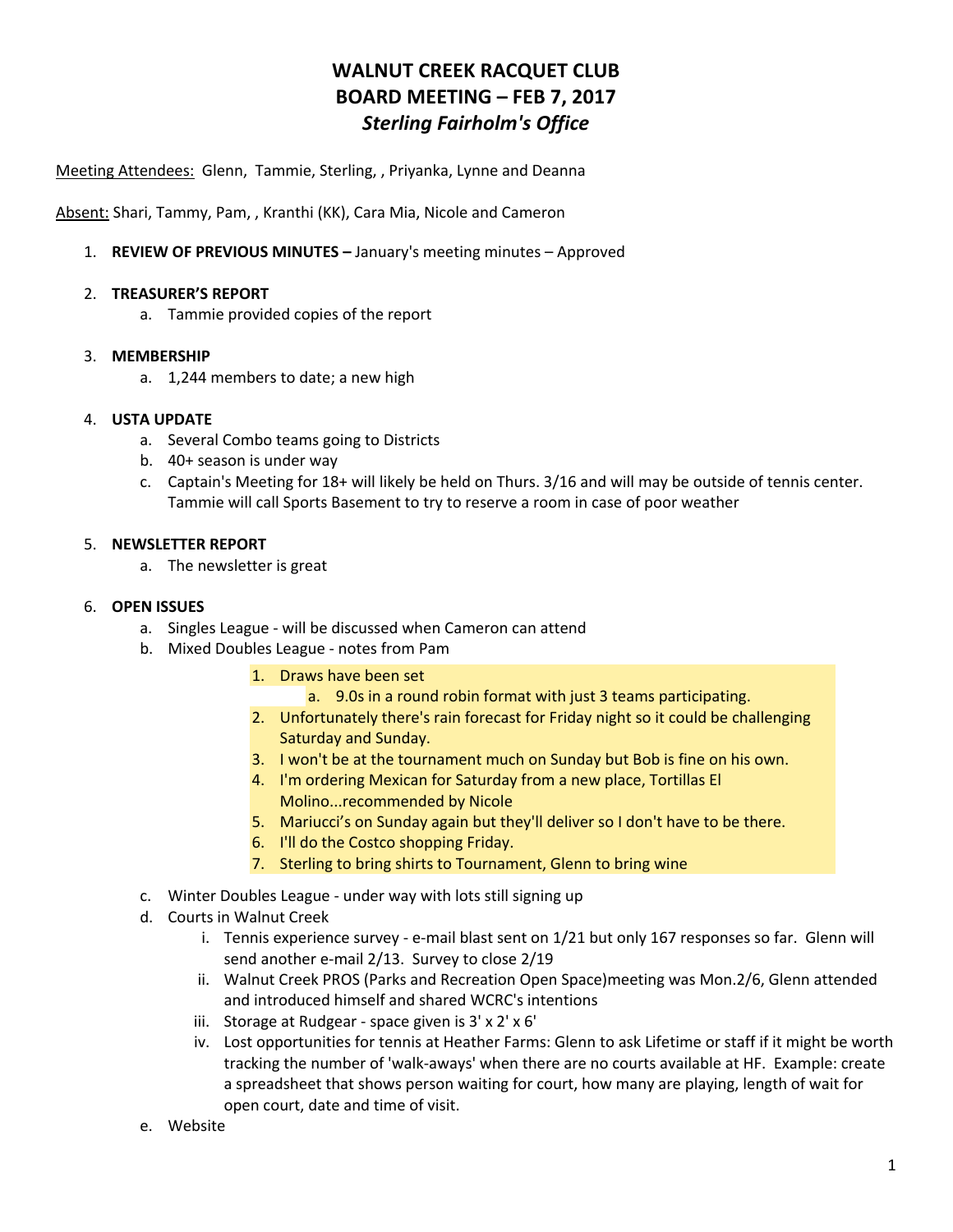# WALNUT CREEK RACQUET CLUB
# BOARD MEETING – FEB 7, 2017
## *Sterling Fairholm's Office*

Meeting Attendees: Glenn, Tammie, Sterling, , Priyanka, Lynne and Deanna

Absent: Shari, Tammy, Pam, , Kranthi (KK), Cara Mia, Nicole and Cameron

1. **REVIEW OF PREVIOUS MINUTES –** January's meeting minutes – Approved

2. **TREASURER'S REPORT**
   a. Tammie provided copies of the report

3. **MEMBERSHIP**
   a. 1,244 members to date; a new high

4. **USTA UPDATE**
   a. Several Combo teams going to Districts
   b. 40+ season is under way
   c. Captain's Meeting for 18+ will likely be held on Thurs. 3/16 and will may be outside of tennis center. Tammie will call Sports Basement to try to reserve a room in case of poor weather

5. **NEWSLETTER REPORT**
   a. The newsletter is great

6. **OPEN ISSUES**
   a. Singles League - will be discussed when Cameron can attend
   b. Mixed Doubles League - notes from Pam
      1. Draws have been set
         a. 9.0s in a round robin format with just 3 teams participating.
      2. Unfortunately there's rain forecast for Friday night so it could be challenging Saturday and Sunday.
      3. I won't be at the tournament much on Sunday but Bob is fine on his own.
      4. I'm ordering Mexican for Saturday from a new place, Tortillas El Molino...recommended by Nicole
      5. Mariucci's on Sunday again but they'll deliver so I don't have to be there.
      6. I'll do the Costco shopping Friday.
      7. Sterling to bring shirts to Tournament, Glenn to bring wine
   c. Winter Doubles League - under way with lots still signing up
   d. Courts in Walnut Creek
      i. Tennis experience survey - e-mail blast sent on 1/21 but only 167 responses so far. Glenn will send another e-mail 2/13. Survey to close 2/19
      ii. Walnut Creek PROS (Parks and Recreation Open Space)meeting was Mon.2/6, Glenn attended and introduced himself and shared WCRC's intentions
      iii. Storage at Rudgear - space given is 3' x 2' x 6'
      iv. Lost opportunities for tennis at Heather Farms: Glenn to ask Lifetime or staff if it might be worth tracking the number of 'walk-aways' when there are no courts available at HF. Example: create a spreadsheet that shows person waiting for court, how many are playing, length of wait for open court, date and time of visit.
   e. Website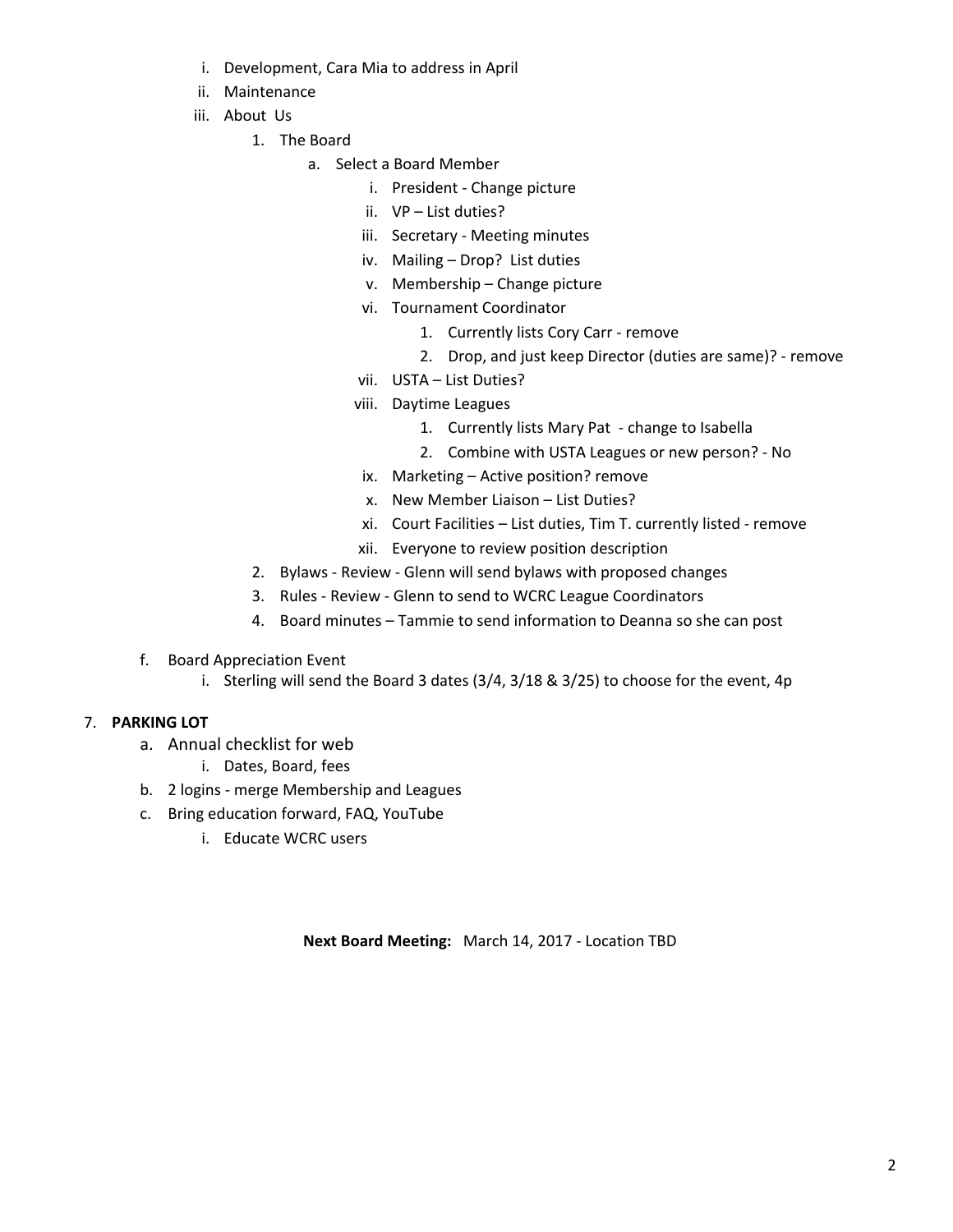i. Development, Cara Mia to address in April
ii. Maintenance
iii. About Us
   1. The Board
      a. Select a Board Member
         i. President - Change picture
         ii. VP – List duties?
         iii. Secretary - Meeting minutes
         iv. Mailing – Drop? List duties
         v. Membership – Change picture
         vi. Tournament Coordinator
            1. Currently lists Cory Carr - remove
            2. Drop, and just keep Director (duties are same)? - remove
         vii. USTA – List Duties?
         viii. Daytime Leagues
            1. Currently lists Mary Pat - change to Isabella
            2. Combine with USTA Leagues or new person? - No
         ix. Marketing – Active position? remove
         x. New Member Liaison – List Duties?
         xi. Court Facilities – List duties, Tim T. currently listed - remove
         xii. Everyone to review position description
   2. Bylaws - Review - Glenn will send bylaws with proposed changes
   3. Rules - Review - Glenn to send to WCRC League Coordinators
   4. Board minutes – Tammie to send information to Deanna so she can post

f. Board Appreciation Event
   i. Sterling will send the Board 3 dates (3/4, 3/18 & 3/25) to choose for the event, 4p

7. **PARKING LOT**
   a. Annual checklist for web
      i. Dates, Board, fees
   b. 2 logins - merge Membership and Leagues
   c. Bring education forward, FAQ, YouTube
      i. Educate WCRC users

**Next Board Meeting:** March 14, 2017 - Location TBD